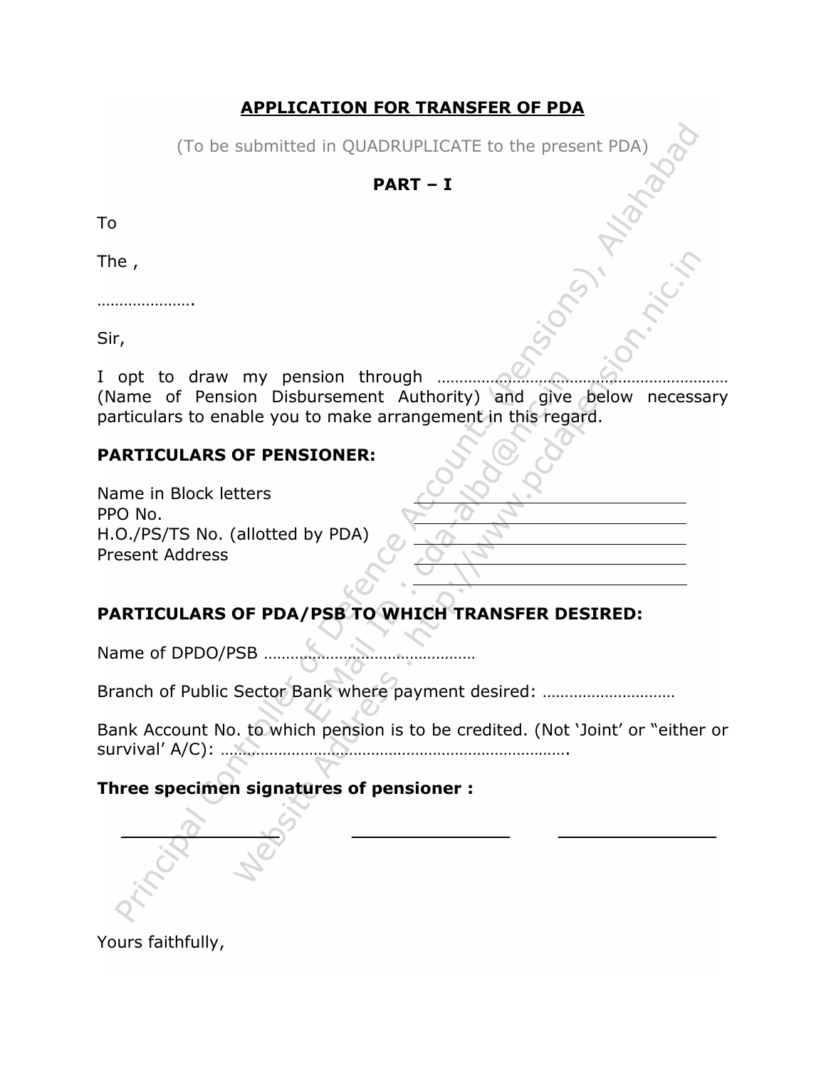## APPLICATION FOR TRANSFER OF PDA

(To be submitted in QUADRUPLICATE to the present PDA)

**PART – I**

To

The ,

………………….

Sir,

I opt to draw my pension through ……………………………………………………… (Name of Pension Disbursement Authority) and give below necessary particulars to enable you to make arrangement in this regard.

**PARTICULARS OF PENSIONER:**

Name in Block letters \_\_\_\_\_\_\_\_\_\_\_\_\_\_\_\_\_\_\_\_

PPO No. \_\_\_\_\_\_\_\_\_\_\_\_\_\_\_\_\_\_\_\_

H.O./PS/TS No. (allotted by PDA) \_\_\_\_\_\_\_\_\_\_\_\_\_\_\_\_\_\_\_\_

Present Address \_\_\_\_\_\_\_\_\_\_\_\_\_\_\_\_\_\_\_\_

\_\_\_\_\_\_\_\_\_\_\_\_\_\_\_\_\_\_\_\_

**PARTICULARS OF PDA/PSB TO WHICH TRANSFER DESIRED:**

Name of DPDO/PSB …………………………………………

Branch of Public Sector Bank where payment desired: ………………………..

Bank Account No. to which pension is to be credited. (Not 'Joint' or "either or survival' A/C): …………………………………………………………………….

**Three specimen signatures of pensioner :**

\_\_\_\_\_\_\_\_\_\_\_\_\_\_\_\_ \_\_\_\_\_\_\_\_\_\_\_\_\_\_\_\_ \_\_\_\_\_\_\_\_\_\_\_\_\_\_\_\_

Yours faithfully,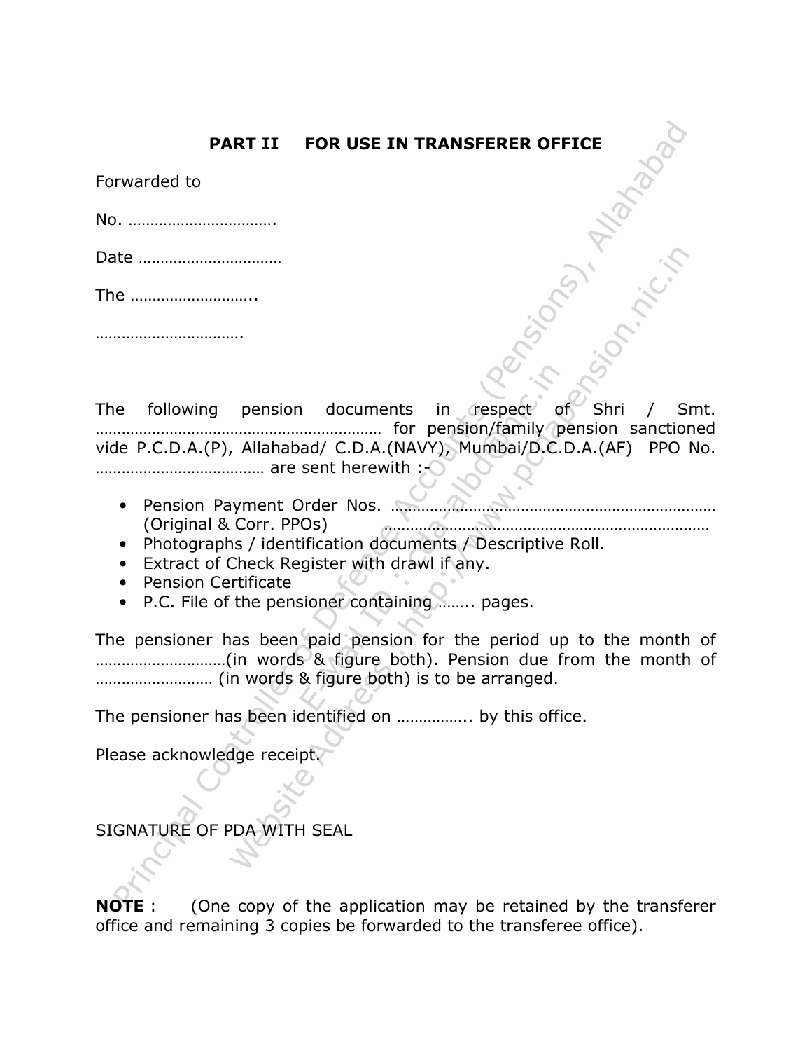## PART II FOR USE IN TRANSFERER OFFICE

Forwarded to

No. …………………………….

Date ……………………………

The ………………………..

…………………………….

The following pension documents in respect of Shri / Smt. ……………………………………………………… for pension/family pension sanctioned vide P.C.D.A.(P), Allahabad/ C.D.A.(NAVY), Mumbai/D.C.D.A.(AF) PPO No. ………………………………… are sent herewith :-

- Pension Payment Order Nos. ……………………………………………………………… (Original & Corr. PPOs) ………………………………………………………………
- Photographs / identification documents / Descriptive Roll.
- Extract of Check Register with drawl if any.
- Pension Certificate
- P.C. File of the pensioner containing …….. pages.

The pensioner has been paid pension for the period up to the month of ………………………..(in words & figure both). Pension due from the month of ……………………. (in words & figure both) is to be arranged.

The pensioner has been identified on …………….. by this office.

Please acknowledge receipt.

SIGNATURE OF PDA WITH SEAL

**NOTE** : (One copy of the application may be retained by the transferer office and remaining 3 copies be forwarded to the transferee office).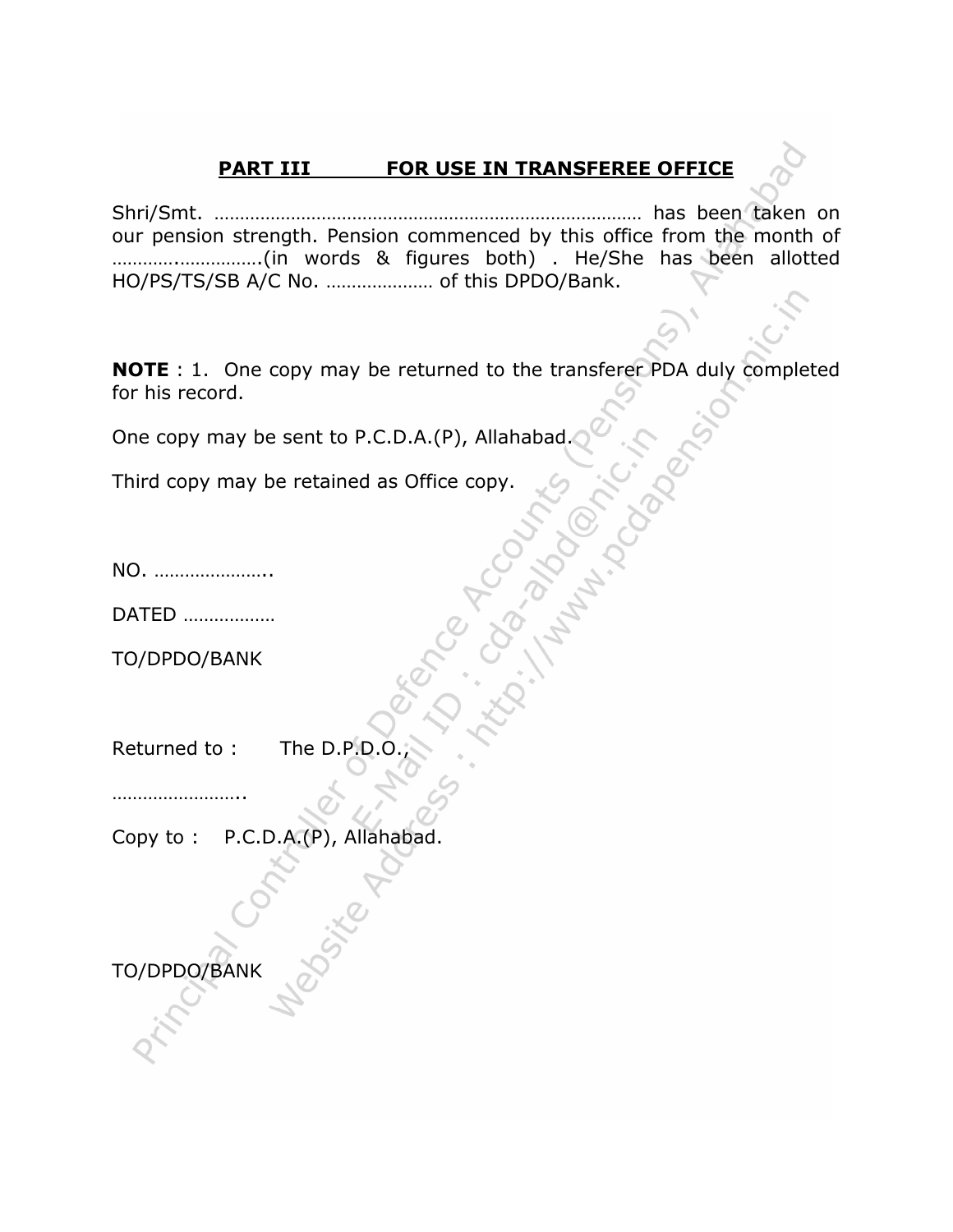**PART III FOR USE IN TRANSFEREE OFFICE**

Shri/Smt. ………………………………………………………………………… has been taken on our pension strength. Pension commenced by this office from the month of ………….…………….(in words & figures both) . He/She has been allotted HO/PS/TS/SB A/C No. ………………… of this DPDO/Bank.

**NOTE** : 1. One copy may be returned to the transferer PDA duly completed for his record.

One copy may be sent to P.C.D.A.(P), Allahabad.

Third copy may be retained as Office copy.

NO. …………………..

DATED ………………

TO/DPDO/BANK

Returned to : The D.P.D.O.,

……………………..

Copy to : P.C.D.A.(P), Allahabad.

TO/DPDO/BANK